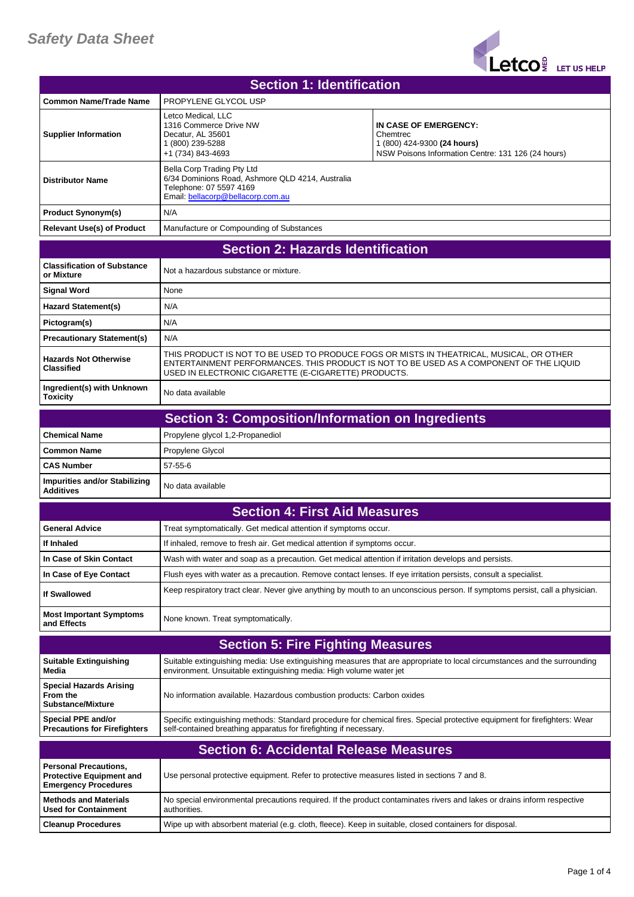# Safety Data Sheet

## Section 1: Identification

| | | |
|---|---|---|
| **Common Name/Trade Name** | PROPYLENE GLYCOL USP | |
| **Supplier Information** | Letco Medical, LLC<br>1316 Commerce Drive NW<br>Decatur, AL 35601<br>1 (800) 239-5288<br>+1 (734) 843-4693 | **IN CASE OF EMERGENCY:**<br>Chemtrec<br>1 (800) 424-9300 **(24 hours)**<br>NSW Poisons Information Centre: 131 126 (24 hours) |
| **Distributor Name** | Bella Corp Trading Pty Ltd<br>6/34 Dominions Road, Ashmore QLD 4214, Australia<br>Telephone: 07 5597 4169<br>Email: bellacorp@bellacorp.com.au | |
| **Product Synonym(s)** | N/A | |
| **Relevant Use(s) of Product** | Manufacture or Compounding of Substances | |

## Section 2: Hazards Identification

| | |
|---|---|
| **Classification of Substance or Mixture** | Not a hazardous substance or mixture. |
| **Signal Word** | None |
| **Hazard Statement(s)** | N/A |
| **Pictogram(s)** | N/A |
| **Precautionary Statement(s)** | N/A |
| **Hazards Not Otherwise Classified** | THIS PRODUCT IS NOT TO BE USED TO PRODUCE FOGS OR MISTS IN THEATRICAL, MUSICAL, OR OTHER ENTERTAINMENT PERFORMANCES. THIS PRODUCT IS NOT TO BE USED AS A COMPONENT OF THE LIQUID USED IN ELECTRONIC CIGARETTE (E-CIGARETTE) PRODUCTS. |
| **Ingredient(s) with Unknown Toxicity** | No data available |

## Section 3: Composition/Information on Ingredients

| | |
|---|---|
| **Chemical Name** | Propylene glycol 1,2-Propanediol |
| **Common Name** | Propylene Glycol |
| **CAS Number** | 57-55-6 |
| **Impurities and/or Stabilizing Additives** | No data available |

## Section 4: First Aid Measures

| | |
|---|---|
| **General Advice** | Treat symptomatically. Get medical attention if symptoms occur. |
| **If Inhaled** | If inhaled, remove to fresh air. Get medical attention if symptoms occur. |
| **In Case of Skin Contact** | Wash with water and soap as a precaution. Get medical attention if irritation develops and persists. |
| **In Case of Eye Contact** | Flush eyes with water as a precaution. Remove contact lenses. If eye irritation persists, consult a specialist. |
| **If Swallowed** | Keep respiratory tract clear. Never give anything by mouth to an unconscious person. If symptoms persist, call a physician. |
| **Most Important Symptoms and Effects** | None known. Treat symptomatically. |

## Section 5: Fire Fighting Measures

| | |
|---|---|
| **Suitable Extinguishing Media** | Suitable extinguishing media: Use extinguishing measures that are appropriate to local circumstances and the surrounding environment. Unsuitable extinguishing media: High volume water jet |
| **Special Hazards Arising From the Substance/Mixture** | No information available. Hazardous combustion products: Carbon oxides |
| **Special PPE and/or Precautions for Firefighters** | Specific extinguishing methods: Standard procedure for chemical fires. Special protective equipment for firefighters: Wear self-contained breathing apparatus for firefighting if necessary. |

## Section 6: Accidental Release Measures

| | |
|---|---|
| **Personal Precautions, Protective Equipment and Emergency Procedures** | Use personal protective equipment. Refer to protective measures listed in sections 7 and 8. |
| **Methods and Materials Used for Containment** | No special environmental precautions required. If the product contaminates rivers and lakes or drains inform respective authorities. |
| **Cleanup Procedures** | Wipe up with absorbent material (e.g. cloth, fleece). Keep in suitable, closed containers for disposal. |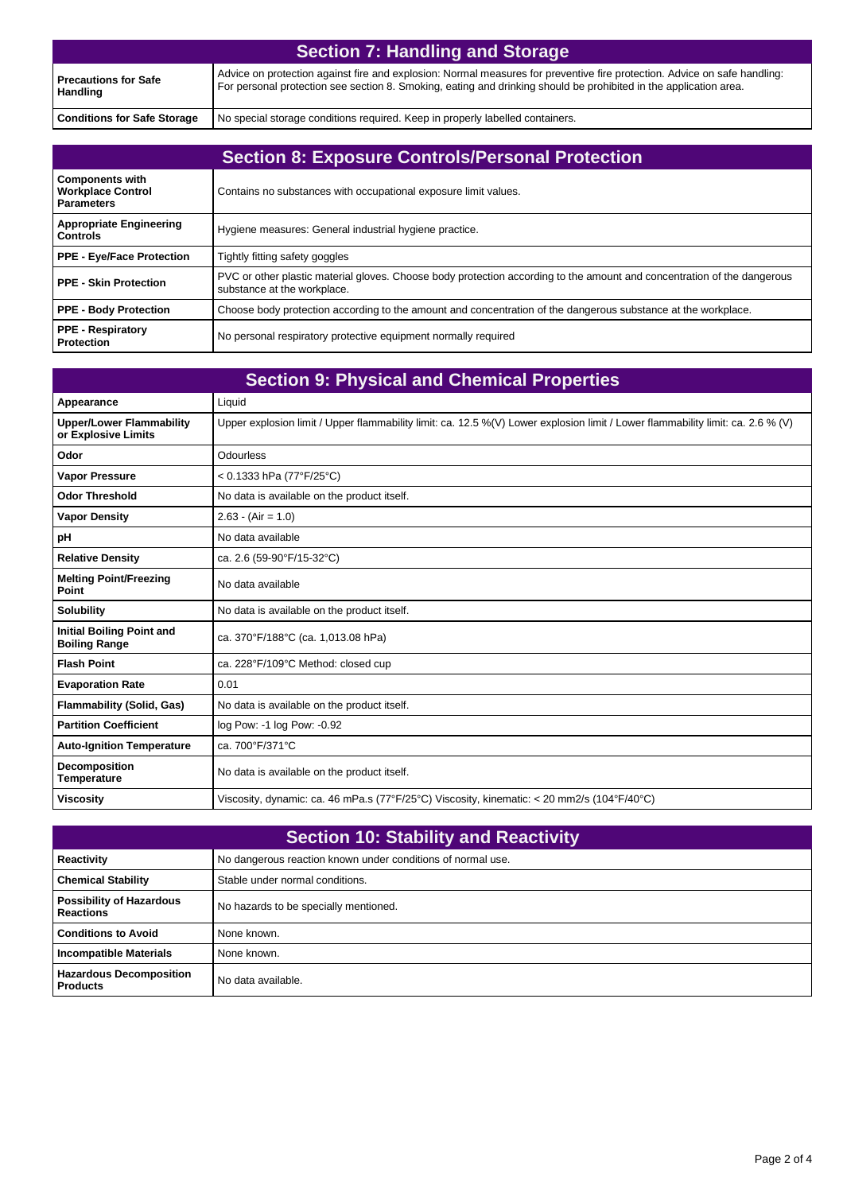## Section 7: Handling and Storage

| | |
|---|---|
| **Precautions for Safe Handling** | Advice on protection against fire and explosion: Normal measures for preventive fire protection. Advice on safe handling: For personal protection see section 8. Smoking, eating and drinking should be prohibited in the application area. |
| **Conditions for Safe Storage** | No special storage conditions required. Keep in properly labelled containers. |

## Section 8: Exposure Controls/Personal Protection

| | |
|---|---|
| **Components with Workplace Control Parameters** | Contains no substances with occupational exposure limit values. |
| **Appropriate Engineering Controls** | Hygiene measures: General industrial hygiene practice. |
| **PPE - Eye/Face Protection** | Tightly fitting safety goggles |
| **PPE - Skin Protection** | PVC or other plastic material gloves. Choose body protection according to the amount and concentration of the dangerous substance at the workplace. |
| **PPE - Body Protection** | Choose body protection according to the amount and concentration of the dangerous substance at the workplace. |
| **PPE - Respiratory Protection** | No personal respiratory protective equipment normally required |

## Section 9: Physical and Chemical Properties

| | |
|---|---|
| **Appearance** | Liquid |
| **Upper/Lower Flammability or Explosive Limits** | Upper explosion limit / Upper flammability limit: ca. 12.5 %(V) Lower explosion limit / Lower flammability limit: ca. 2.6 % (V) |
| **Odor** | Odourless |
| **Vapor Pressure** | < 0.1333 hPa (77°F/25°C) |
| **Odor Threshold** | No data is available on the product itself. |
| **Vapor Density** | 2.63 - (Air = 1.0) |
| **pH** | No data available |
| **Relative Density** | ca. 2.6 (59-90°F/15-32°C) |
| **Melting Point/Freezing Point** | No data available |
| **Solubility** | No data is available on the product itself. |
| **Initial Boiling Point and Boiling Range** | ca. 370°F/188°C (ca. 1,013.08 hPa) |
| **Flash Point** | ca. 228°F/109°C Method: closed cup |
| **Evaporation Rate** | 0.01 |
| **Flammability (Solid, Gas)** | No data is available on the product itself. |
| **Partition Coefficient** | log Pow: -1 log Pow: -0.92 |
| **Auto-Ignition Temperature** | ca. 700°F/371°C |
| **Decomposition Temperature** | No data is available on the product itself. |
| **Viscosity** | Viscosity, dynamic: ca. 46 mPa.s (77°F/25°C) Viscosity, kinematic: < 20 mm2/s (104°F/40°C) |

## Section 10: Stability and Reactivity

| | |
|---|---|
| **Reactivity** | No dangerous reaction known under conditions of normal use. |
| **Chemical Stability** | Stable under normal conditions. |
| **Possibility of Hazardous Reactions** | No hazards to be specially mentioned. |
| **Conditions to Avoid** | None known. |
| **Incompatible Materials** | None known. |
| **Hazardous Decomposition Products** | No data available. |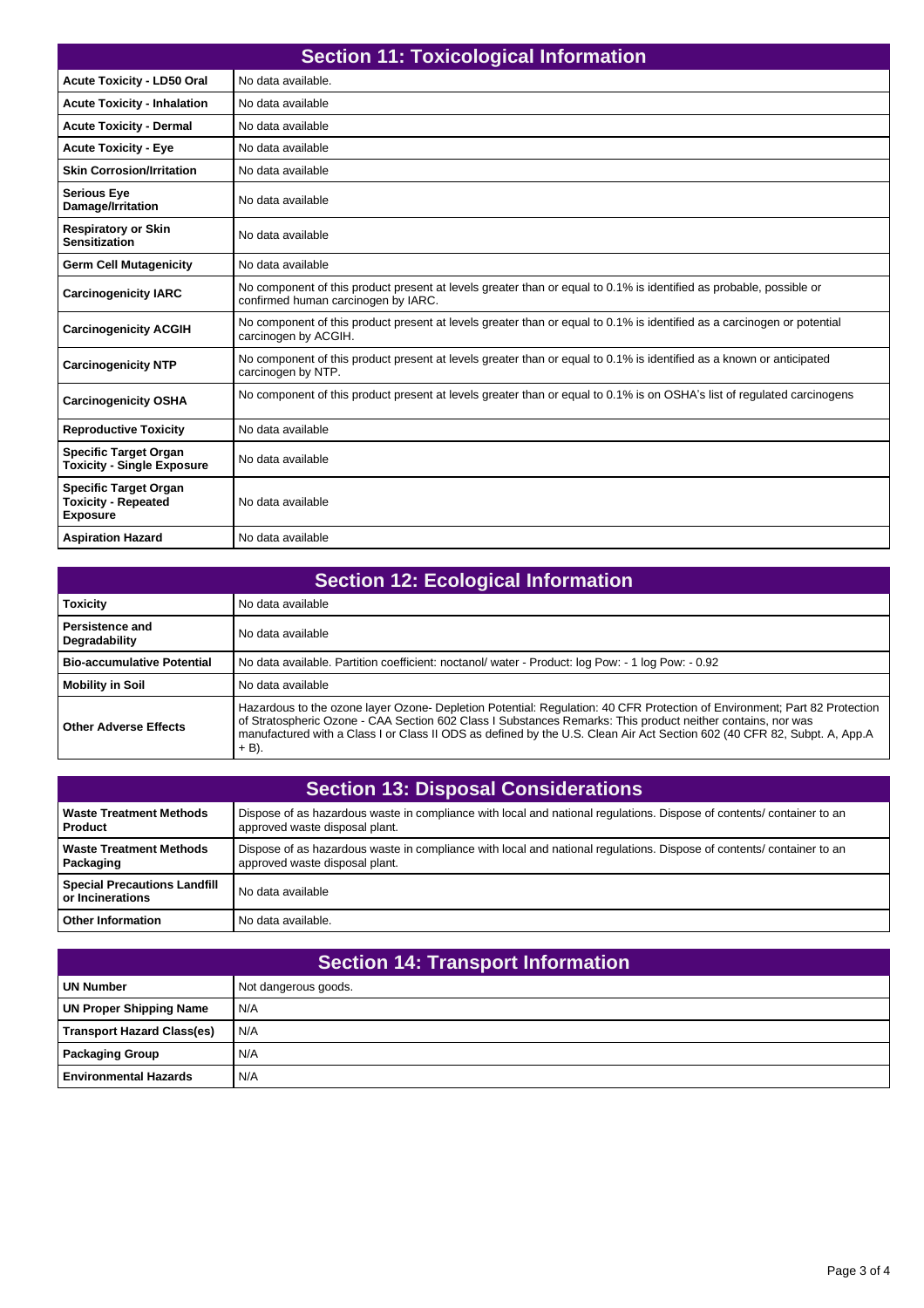## Section 11: Toxicological Information

| | |
|---|---|
| **Acute Toxicity - LD50 Oral** | No data available. |
| **Acute Toxicity - Inhalation** | No data available |
| **Acute Toxicity - Dermal** | No data available |
| **Acute Toxicity - Eye** | No data available |
| **Skin Corrosion/Irritation** | No data available |
| **Serious Eye Damage/Irritation** | No data available |
| **Respiratory or Skin Sensitization** | No data available |
| **Germ Cell Mutagenicity** | No data available |
| **Carcinogenicity IARC** | No component of this product present at levels greater than or equal to 0.1% is identified as probable, possible or confirmed human carcinogen by IARC. |
| **Carcinogenicity ACGIH** | No component of this product present at levels greater than or equal to 0.1% is identified as a carcinogen or potential carcinogen by ACGIH. |
| **Carcinogenicity NTP** | No component of this product present at levels greater than or equal to 0.1% is identified as a known or anticipated carcinogen by NTP. |
| **Carcinogenicity OSHA** | No component of this product present at levels greater than or equal to 0.1% is on OSHA's list of regulated carcinogens |
| **Reproductive Toxicity** | No data available |
| **Specific Target Organ Toxicity - Single Exposure** | No data available |
| **Specific Target Organ Toxicity - Repeated Exposure** | No data available |
| **Aspiration Hazard** | No data available |

## Section 12: Ecological Information

| | |
|---|---|
| **Toxicity** | No data available |
| **Persistence and Degradability** | No data available |
| **Bio-accumulative Potential** | No data available. Partition coefficient: noctanol/ water - Product: log Pow: - 1 log Pow: - 0.92 |
| **Mobility in Soil** | No data available |
| **Other Adverse Effects** | Hazardous to the ozone layer Ozone- Depletion Potential: Regulation: 40 CFR Protection of Environment; Part 82 Protection of Stratospheric Ozone - CAA Section 602 Class I Substances Remarks: This product neither contains, nor was manufactured with a Class I or Class II ODS as defined by the U.S. Clean Air Act Section 602 (40 CFR 82, Subpt. A, App.A + B). |

## Section 13: Disposal Considerations

| | |
|---|---|
| **Waste Treatment Methods Product** | Dispose of as hazardous waste in compliance with local and national regulations. Dispose of contents/ container to an approved waste disposal plant. |
| **Waste Treatment Methods Packaging** | Dispose of as hazardous waste in compliance with local and national regulations. Dispose of contents/ container to an approved waste disposal plant. |
| **Special Precautions Landfill or Incinerations** | No data available |
| **Other Information** | No data available. |

## Section 14: Transport Information

| | |
|---|---|
| **UN Number** | Not dangerous goods. |
| **UN Proper Shipping Name** | N/A |
| **Transport Hazard Class(es)** | N/A |
| **Packaging Group** | N/A |
| **Environmental Hazards** | N/A |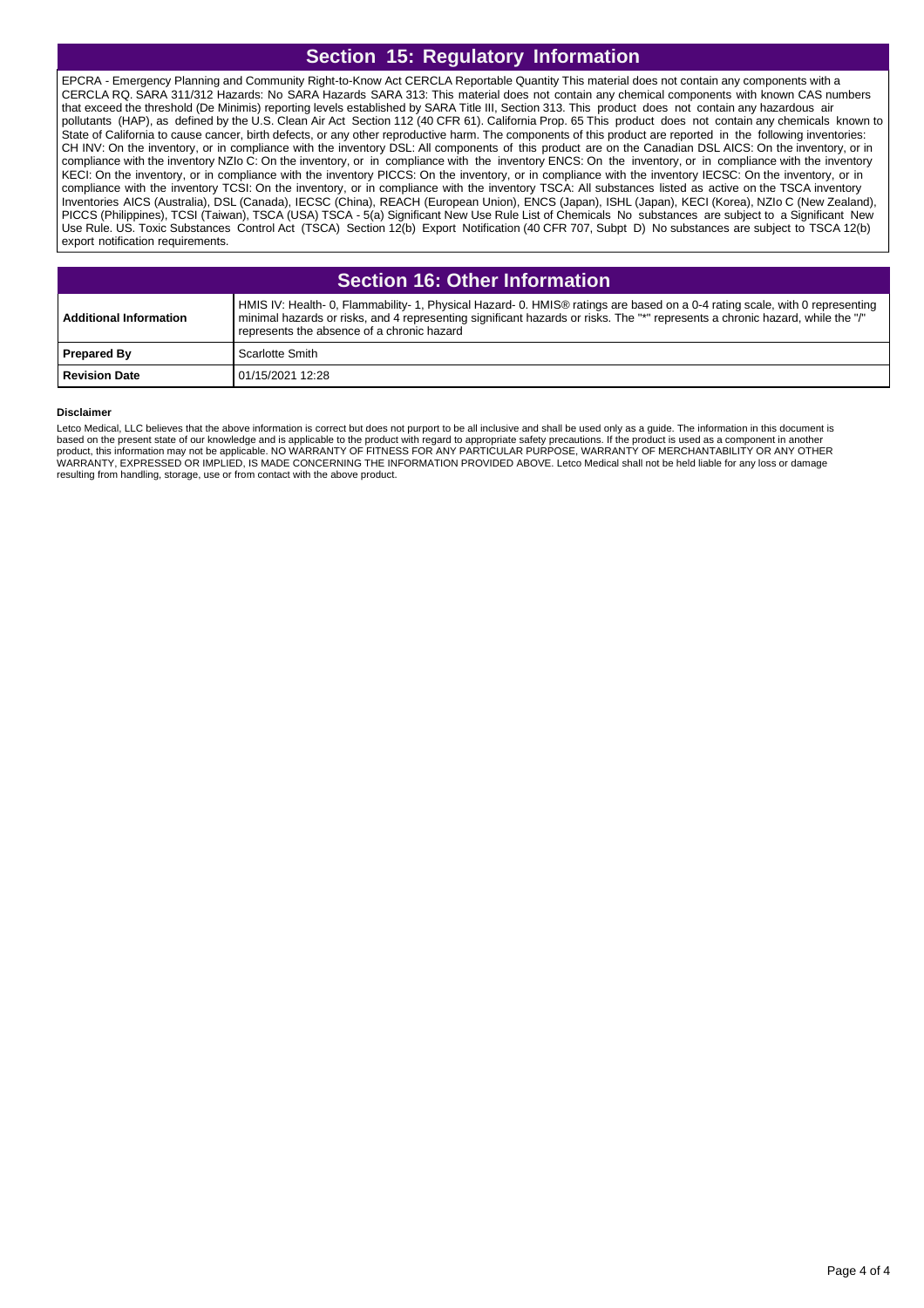## Section 15: Regulatory Information

EPCRA - Emergency Planning and Community Right-to-Know Act CERCLA Reportable Quantity This material does not contain any components with a CERCLA RQ. SARA 311/312 Hazards: No SARA Hazards SARA 313: This material does not contain any chemical components with known CAS numbers that exceed the threshold (De Minimis) reporting levels established by SARA Title III, Section 313. This product does not contain any hazardous air pollutants (HAP), as defined by the U.S. Clean Air Act Section 112 (40 CFR 61). California Prop. 65 This product does not contain any chemicals known to State of California to cause cancer, birth defects, or any other reproductive harm. The components of this product are reported in the following inventories: CH INV: On the inventory, or in compliance with the inventory DSL: All components of this product are on the Canadian DSL AICS: On the inventory, or in compliance with the inventory NZIo C: On the inventory, or in compliance with the inventory ENCS: On the inventory, or in compliance with the inventory KECI: On the inventory, or in compliance with the inventory PICCS: On the inventory, or in compliance with the inventory IECSC: On the inventory, or in compliance with the inventory TCSI: On the inventory, or in compliance with the inventory TSCA: All substances listed as active on the TSCA inventory Inventories AICS (Australia), DSL (Canada), IECSC (China), REACH (European Union), ENCS (Japan), ISHL (Japan), KECI (Korea), NZIo C (New Zealand), PICCS (Philippines), TCSI (Taiwan), TSCA (USA) TSCA - 5(a) Significant New Use Rule List of Chemicals No substances are subject to a Significant New Use Rule. US. Toxic Substances Control Act (TSCA) Section 12(b) Export Notification (40 CFR 707, Subpt D) No substances are subject to TSCA 12(b) export notification requirements.

## Section 16: Other Information

| | |
|---|---|
| **Additional Information** | HMIS IV: Health- 0, Flammability- 1, Physical Hazard- 0. HMIS® ratings are based on a 0-4 rating scale, with 0 representing minimal hazards or risks, and 4 representing significant hazards or risks. The "*" represents a chronic hazard, while the "/" represents the absence of a chronic hazard |
| **Prepared By** | Scarlotte Smith |
| **Revision Date** | 01/15/2021 12:28 |

**Disclaimer**

Letco Medical, LLC believes that the above information is correct but does not purport to be all inclusive and shall be used only as a guide. The information in this document is based on the present state of our knowledge and is applicable to the product with regard to appropriate safety precautions. If the product is used as a component in another product, this information may not be applicable. NO WARRANTY OF FITNESS FOR ANY PARTICULAR PURPOSE, WARRANTY OF MERCHANTABILITY OR ANY OTHER WARRANTY, EXPRESSED OR IMPLIED, IS MADE CONCERNING THE INFORMATION PROVIDED ABOVE. Letco Medical shall not be held liable for any loss or damage resulting from handling, storage, use or from contact with the above product.